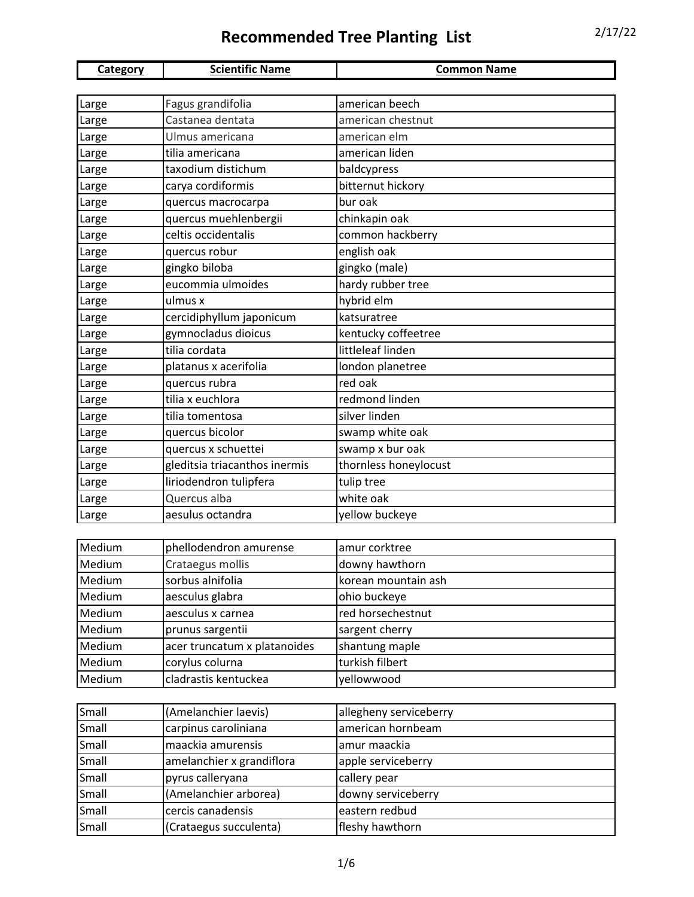# Recommended Tree Planting List

2/17/22

| Category | Scientific Name | Common Name |
|---|---|---|
| Large | Fagus grandifolia | american beech |
| Large | Castanea dentata | american chestnut |
| Large | Ulmus americana | american elm |
| Large | tilia americana | american liden |
| Large | taxodium distichum | baldcypress |
| Large | carya cordiformis | bitternut hickory |
| Large | quercus macrocarpa | bur oak |
| Large | quercus muehlenbergii | chinkapin oak |
| Large | celtis occidentalis | common hackberry |
| Large | quercus robur | english oak |
| Large | gingko biloba | gingko (male) |
| Large | eucommia ulmoides | hardy rubber tree |
| Large | ulmus x | hybrid elm |
| Large | cercidiphyllum japonicum | katsuratree |
| Large | gymnocladus dioicus | kentucky coffeetree |
| Large | tilia cordata | littleleaf linden |
| Large | platanus x acerifolia | london planetree |
| Large | quercus rubra | red oak |
| Large | tilia x euchlora | redmond linden |
| Large | tilia tomentosa | silver linden |
| Large | quercus bicolor | swamp white oak |
| Large | quercus x schuettei | swamp x bur oak |
| Large | gleditsia triacanthos inermis | thornless honeylocust |
| Large | liriodendron tulipfera | tulip tree |
| Large | Quercus alba | white oak |
| Large | aesulus octandra | yellow buckeye |
| Medium | phellodendron amurense | amur corktree |
| Medium | Crataegus mollis | downy hawthorn |
| Medium | sorbus alnifolia | korean mountain ash |
| Medium | aesculus glabra | ohio buckeye |
| Medium | aesculus x carnea | red horsechestnut |
| Medium | prunus sargentii | sargent cherry |
| Medium | acer truncatum x platanoides | shantung maple |
| Medium | corylus colurna | turkish filbert |
| Medium | cladrastis kentuckea | yellowwood |
| Small | (Amelanchier laevis) | allegheny serviceberry |
| Small | carpinus caroliniana | american hornbeam |
| Small | maackia amurensis | amur maackia |
| Small | amelanchier x grandiflora | apple serviceberry |
| Small | pyrus calleryana | callery pear |
| Small | (Amelanchier arborea) | downy serviceberry |
| Small | cercis canadensis | eastern redbud |
| Small | (Crataegus succulenta) | fleshy hawthorn |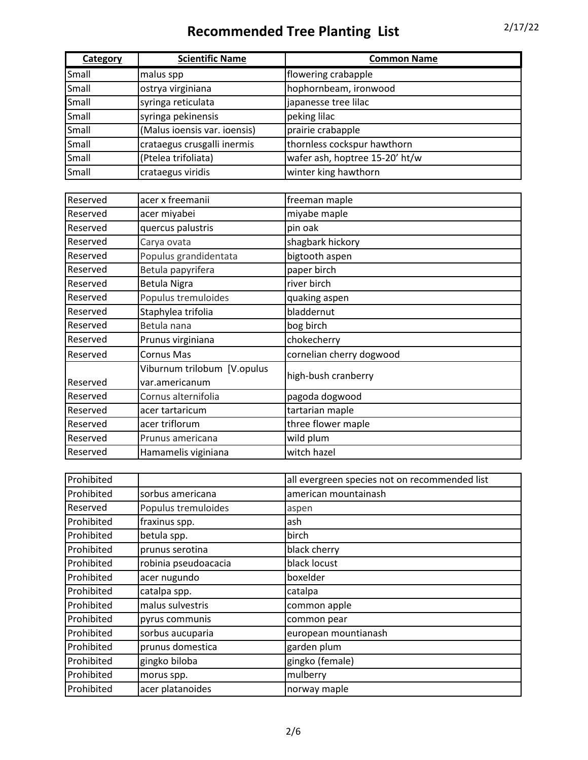# Recommended Tree Planting List

2/17/22

| Category | Scientific Name | Common Name |
|---|---|---|
| Small | malus spp | flowering crabapple |
| Small | ostrya virginiana | hophornbeam, ironwood |
| Small | syringa reticulata | japanesse tree lilac |
| Small | syringa pekinensis | peking lilac |
| Small | (Malus ioensis var. ioensis) | prairie crabapple |
| Small | crataegus crusgalli inermis | thornless cockspur hawthorn |
| Small | (Ptelea trifoliata) | wafer ash, hoptree 15-20' ht/w |
| Small | crataegus viridis | winter king hawthorn |

| Category | Scientific Name | Common Name |
|---|---|---|
| Reserved | acer x freemanii | freeman maple |
| Reserved | acer miyabei | miyabe maple |
| Reserved | quercus palustris | pin oak |
| Reserved | Carya ovata | shagbark hickory |
| Reserved | Populus grandidentata | bigtooth aspen |
| Reserved | Betula papyrifera | paper birch |
| Reserved | Betula Nigra | river birch |
| Reserved | Populus tremuloides | quaking aspen |
| Reserved | Staphylea trifolia | bladdernut |
| Reserved | Betula nana | bog birch |
| Reserved | Prunus virginiana | chokecherry |
| Reserved | Cornus Mas | cornelian cherry dogwood |
| Reserved | Viburnum trilobum [V.opulus var.americanum | high-bush cranberry |
| Reserved | Cornus alternifolia | pagoda dogwood |
| Reserved | acer tartaricum | tartarian maple |
| Reserved | acer triflorum | three flower maple |
| Reserved | Prunus americana | wild plum |
| Reserved | Hamamelis viginiana | witch hazel |

| Category | Scientific Name | Common Name |
|---|---|---|
| Prohibited | | all evergreen species not on recommended list |
| Prohibited | sorbus americana | american mountainash |
| Reserved | Populus tremuloides | aspen |
| Prohibited | fraxinus spp. | ash |
| Prohibited | betula spp. | birch |
| Prohibited | prunus serotina | black cherry |
| Prohibited | robinia pseudoacacia | black locust |
| Prohibited | acer nugundo | boxelder |
| Prohibited | catalpa spp. | catalpa |
| Prohibited | malus sulvestris | common apple |
| Prohibited | pyrus communis | common pear |
| Prohibited | sorbus aucuparia | european mountianash |
| Prohibited | prunus domestica | garden plum |
| Prohibited | gingko biloba | gingko (female) |
| Prohibited | morus spp. | mulberry |
| Prohibited | acer platanoides | norway maple |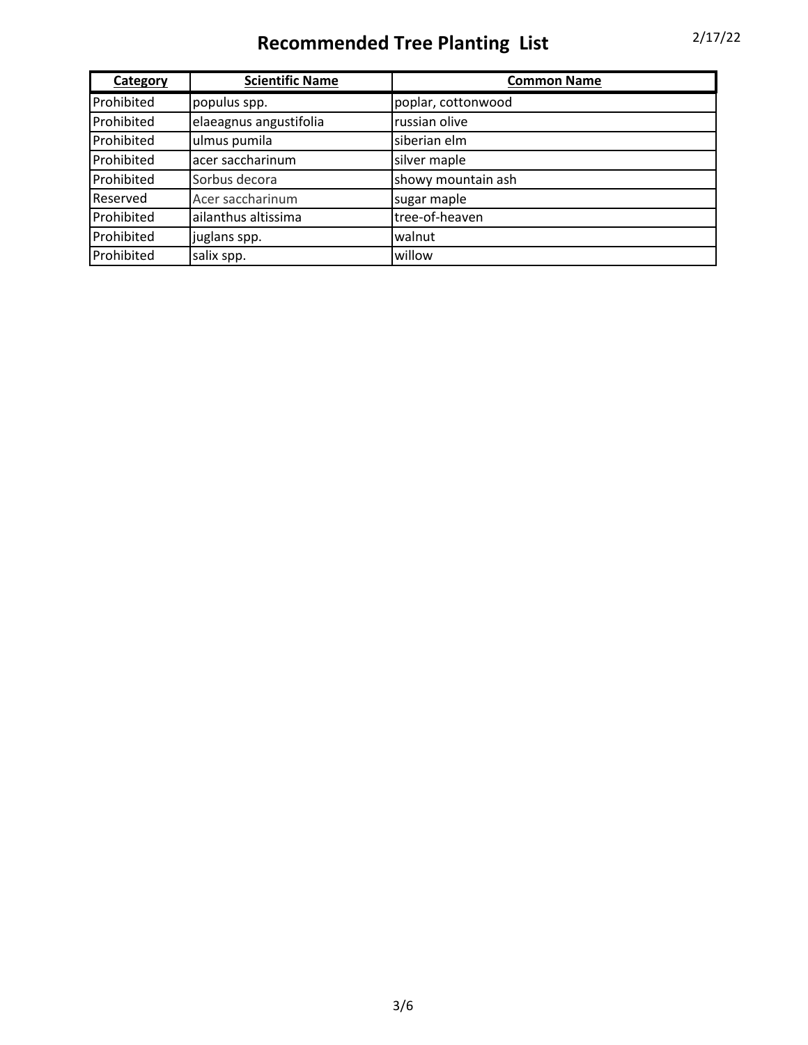# Recommended Tree Planting List

2/17/22

| Category | Scientific Name | Common Name |
|---|---|---|
| Prohibited | populus spp. | poplar, cottonwood |
| Prohibited | elaeagnus angustifolia | russian olive |
| Prohibited | ulmus pumila | siberian elm |
| Prohibited | acer saccharinum | silver maple |
| Prohibited | Sorbus decora | showy mountain ash |
| Reserved | Acer saccharinum | sugar maple |
| Prohibited | ailanthus altissima | tree-of-heaven |
| Prohibited | juglans spp. | walnut |
| Prohibited | salix spp. | willow |